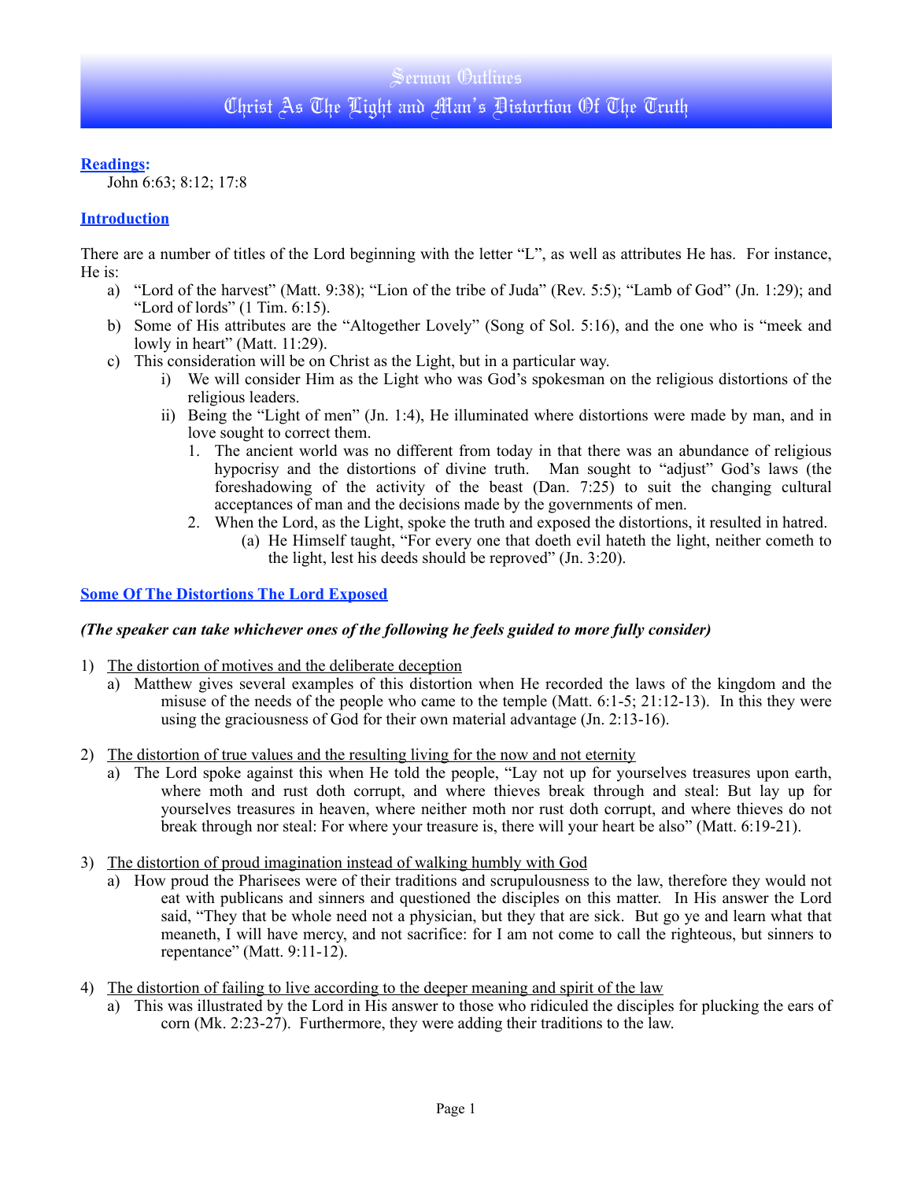# Sermon Outlines
# Christ As The Light and Man's Distortion Of The Truth

## Readings:

John 6:63; 8:12; 17:8

## Introduction

There are a number of titles of the Lord beginning with the letter "L", as well as attributes He has. For instance, He is:

a) "Lord of the harvest" (Matt. 9:38); "Lion of the tribe of Juda" (Rev. 5:5); "Lamb of God" (Jn. 1:29); and "Lord of lords" (1 Tim. 6:15).
b) Some of His attributes are the "Altogether Lovely" (Song of Sol. 5:16), and the one who is "meek and lowly in heart" (Matt. 11:29).
c) This consideration will be on Christ as the Light, but in a particular way.
    i) We will consider Him as the Light who was God's spokesman on the religious distortions of the religious leaders.
    ii) Being the "Light of men" (Jn. 1:4), He illuminated where distortions were made by man, and in love sought to correct them.
        1. The ancient world was no different from today in that there was an abundance of religious hypocrisy and the distortions of divine truth. Man sought to "adjust" God's laws (the foreshadowing of the activity of the beast (Dan. 7:25) to suit the changing cultural acceptances of man and the decisions made by the governments of men.
        2. When the Lord, as the Light, spoke the truth and exposed the distortions, it resulted in hatred.
            (a) He Himself taught, "For every one that doeth evil hateth the light, neither cometh to the light, lest his deeds should be reproved" (Jn. 3:20).

## Some Of The Distortions The Lord Exposed

***(The speaker can take whichever ones of the following he feels guided to more fully consider)***

1) The distortion of motives and the deliberate deception
    a) Matthew gives several examples of this distortion when He recorded the laws of the kingdom and the misuse of the needs of the people who came to the temple (Matt. 6:1-5; 21:12-13). In this they were using the graciousness of God for their own material advantage (Jn. 2:13-16).

2) The distortion of true values and the resulting living for the now and not eternity
    a) The Lord spoke against this when He told the people, "Lay not up for yourselves treasures upon earth, where moth and rust doth corrupt, and where thieves break through and steal: But lay up for yourselves treasures in heaven, where neither moth nor rust doth corrupt, and where thieves do not break through nor steal: For where your treasure is, there will your heart be also" (Matt. 6:19-21).

3) The distortion of proud imagination instead of walking humbly with God
    a) How proud the Pharisees were of their traditions and scrupulousness to the law, therefore they would not eat with publicans and sinners and questioned the disciples on this matter. In His answer the Lord said, "They that be whole need not a physician, but they that are sick. But go ye and learn what that meaneth, I will have mercy, and not sacrifice: for I am not come to call the righteous, but sinners to repentance" (Matt. 9:11-12).

4) The distortion of failing to live according to the deeper meaning and spirit of the law
    a) This was illustrated by the Lord in His answer to those who ridiculed the disciples for plucking the ears of corn (Mk. 2:23-27). Furthermore, they were adding their traditions to the law.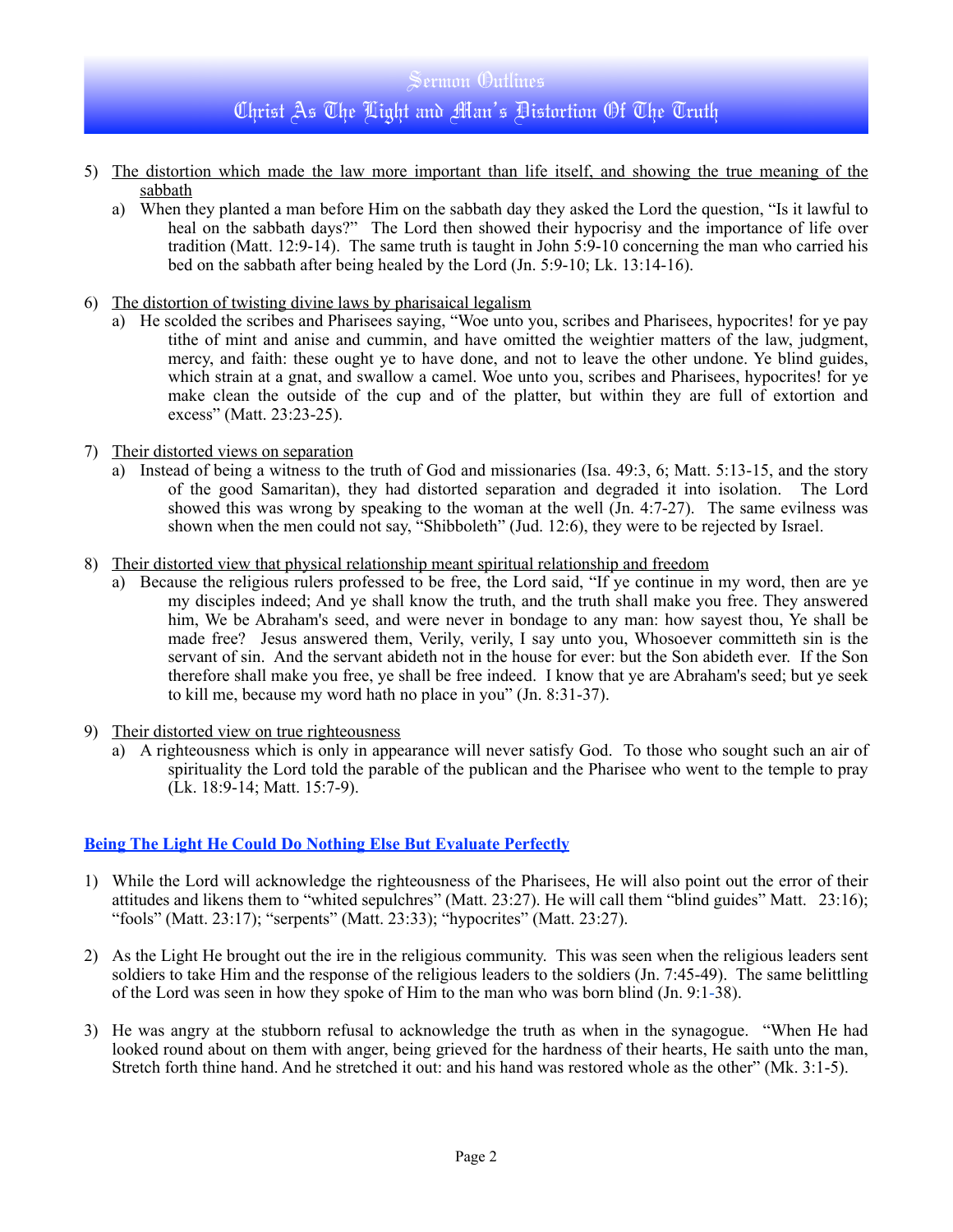5) <u>The distortion which made the law more important than life itself, and showing the true meaning of the sabbath</u>
   a) When they planted a man before Him on the sabbath day they asked the Lord the question, "Is it lawful to heal on the sabbath days?" The Lord then showed their hypocrisy and the importance of life over tradition (Matt. 12:9-14). The same truth is taught in John 5:9-10 concerning the man who carried his bed on the sabbath after being healed by the Lord (Jn. 5:9-10; Lk. 13:14-16).

6) <u>The distortion of twisting divine laws by pharisaical legalism</u>
   a) He scolded the scribes and Pharisees saying, "Woe unto you, scribes and Pharisees, hypocrites! for ye pay tithe of mint and anise and cummin, and have omitted the weightier matters of the law, judgment, mercy, and faith: these ought ye to have done, and not to leave the other undone. Ye blind guides, which strain at a gnat, and swallow a camel. Woe unto you, scribes and Pharisees, hypocrites! for ye make clean the outside of the cup and of the platter, but within they are full of extortion and excess" (Matt. 23:23-25).

7) <u>Their distorted views on separation</u>
   a) Instead of being a witness to the truth of God and missionaries (Isa. 49:3, 6; Matt. 5:13-15, and the story of the good Samaritan), they had distorted separation and degraded it into isolation. The Lord showed this was wrong by speaking to the woman at the well (Jn. 4:7-27). The same evilness was shown when the men could not say, "Shibboleth" (Jud. 12:6), they were to be rejected by Israel.

8) <u>Their distorted view that physical relationship meant spiritual relationship and freedom</u>
   a) Because the religious rulers professed to be free, the Lord said, "If ye continue in my word, then are ye my disciples indeed; And ye shall know the truth, and the truth shall make you free. They answered him, We be Abraham's seed, and were never in bondage to any man: how sayest thou, Ye shall be made free? Jesus answered them, Verily, verily, I say unto you, Whosoever committeth sin is the servant of sin. And the servant abideth not in the house for ever: but the Son abideth ever. If the Son therefore shall make you free, ye shall be free indeed. I know that ye are Abraham's seed; but ye seek to kill me, because my word hath no place in you" (Jn. 8:31-37).

9) <u>Their distorted view on true righteousness</u>
   a) A righteousness which is only in appearance will never satisfy God. To those who sought such an air of spirituality the Lord told the parable of the publican and the Pharisee who went to the temple to pray (Lk. 18:9-14; Matt. 15:7-9).

## <u>Being The Light He Could Do Nothing Else But Evaluate Perfectly</u>

1) While the Lord will acknowledge the righteousness of the Pharisees, He will also point out the error of their attitudes and likens them to "whited sepulchres" (Matt. 23:27). He will call them "blind guides" Matt. 23:16); "fools" (Matt. 23:17); "serpents" (Matt. 23:33); "hypocrites" (Matt. 23:27).

2) As the Light He brought out the ire in the religious community. This was seen when the religious leaders sent soldiers to take Him and the response of the religious leaders to the soldiers (Jn. 7:45-49). The same belittling of the Lord was seen in how they spoke of Him to the man who was born blind (Jn. 9:1-38).

3) He was angry at the stubborn refusal to acknowledge the truth as when in the synagogue. "When He had looked round about on them with anger, being grieved for the hardness of their hearts, He saith unto the man, Stretch forth thine hand. And he stretched it out: and his hand was restored whole as the other" (Mk. 3:1-5).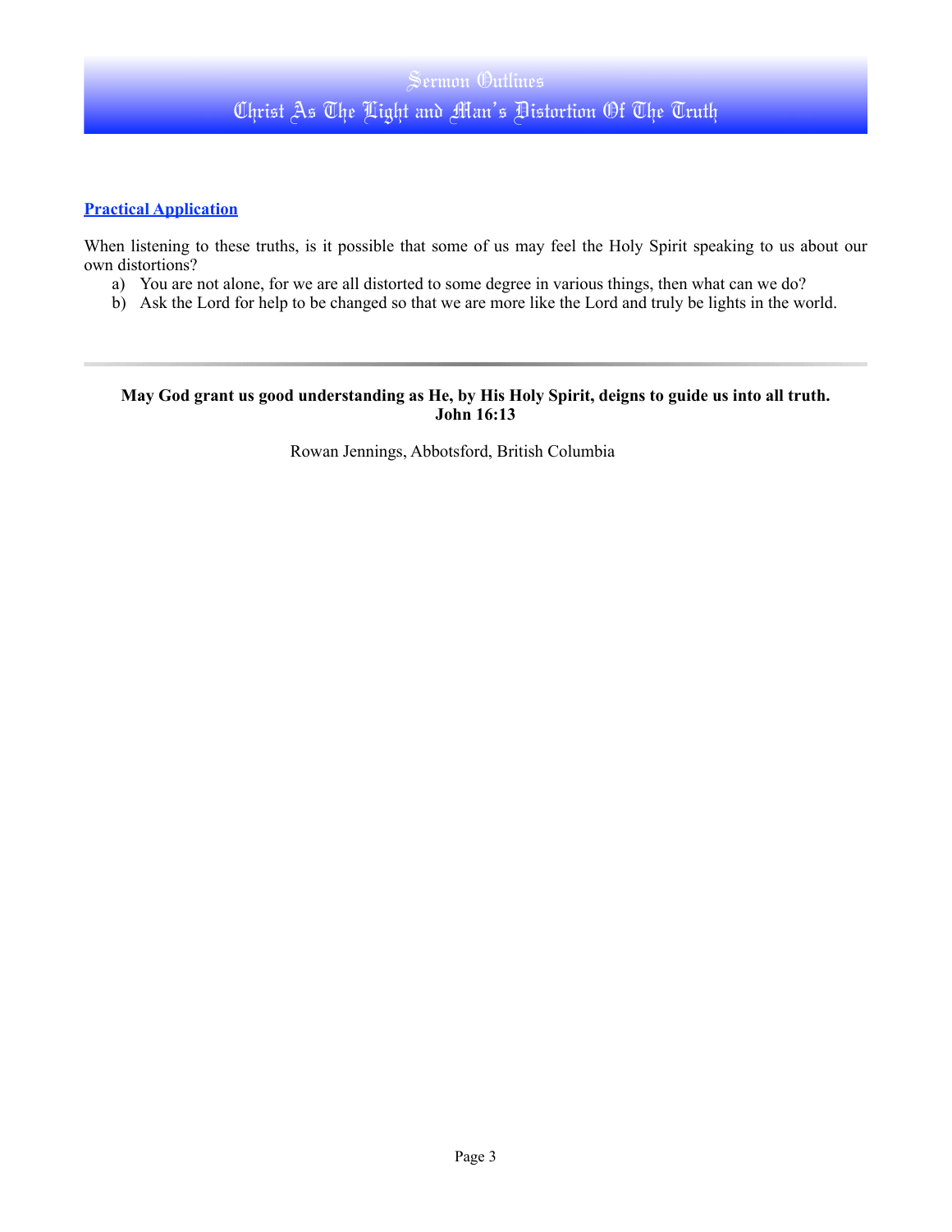## Practical Application

When listening to these truths, is it possible that some of us may feel the Holy Spirit speaking to us about our own distortions?

a) You are not alone, for we are all distorted to some degree in various things, then what can we do?
b) Ask the Lord for help to be changed so that we are more like the Lord and truly be lights in the world.

---

**May God grant us good understanding as He, by His Holy Spirit, deigns to guide us into all truth. John 16:13**

Rowan Jennings, Abbotsford, British Columbia